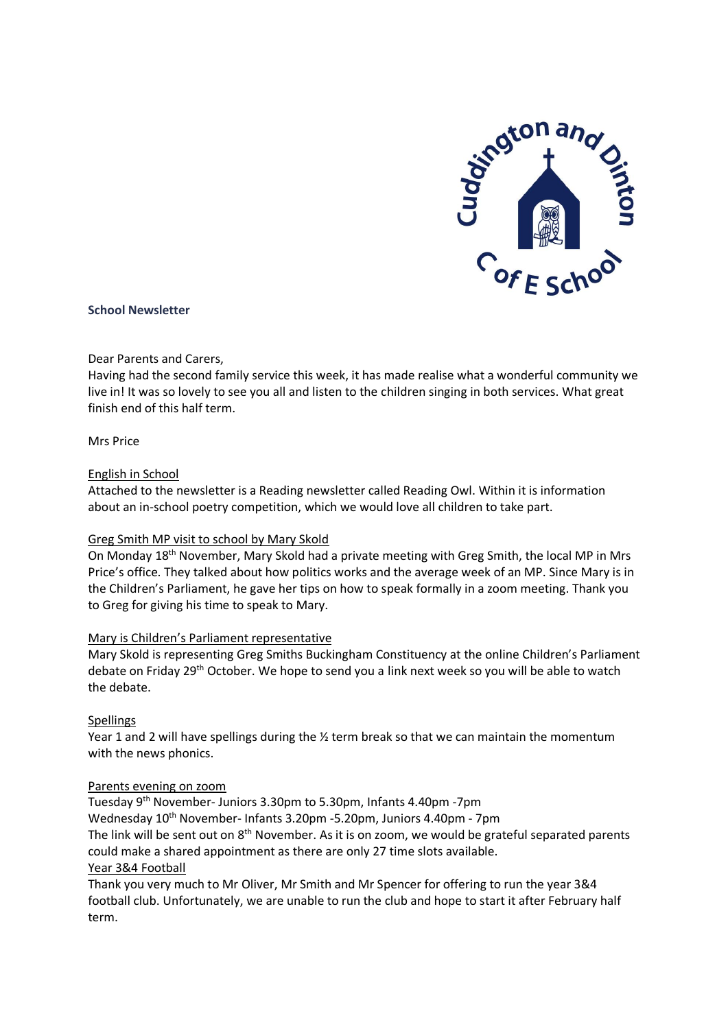**School Newsletter**

Dear Parents and Carers,

Having had the second family service this week, it has made realise what a wonderful community we live in! It was so lovely to see you all and listen to the children singing in both services. What great finish end of this half term.

Mrs Price

English in School

Attached to the newsletter is a Reading newsletter called Reading Owl. Within it is information about an in-school poetry competition, which we would love all children to take part.

Greg Smith MP visit to school by Mary Skold

On Monday 18th November, Mary Skold had a private meeting with Greg Smith, the local MP in Mrs Price's office. They talked about how politics works and the average week of an MP. Since Mary is in the Children's Parliament, he gave her tips on how to speak formally in a zoom meeting. Thank you to Greg for giving his time to speak to Mary.

Mary is Children's Parliament representative

Mary Skold is representing Greg Smiths Buckingham Constituency at the online Children's Parliament debate on Friday 29th October. We hope to send you a link next week so you will be able to watch the debate.

Spellings

Year 1 and 2 will have spellings during the ½ term break so that we can maintain the momentum with the news phonics.

Parents evening on zoom

Tuesday 9th November- Juniors 3.30pm to 5.30pm, Infants 4.40pm -7pm

Wednesday 10th November- Infants 3.20pm -5.20pm, Juniors 4.40pm - 7pm

The link will be sent out on 8th November. As it is on zoom, we would be grateful separated parents could make a shared appointment as there are only 27 time slots available.

Year 3&4 Football

Thank you very much to Mr Oliver, Mr Smith and Mr Spencer for offering to run the year 3&4 football club. Unfortunately, we are unable to run the club and hope to start it after February half term.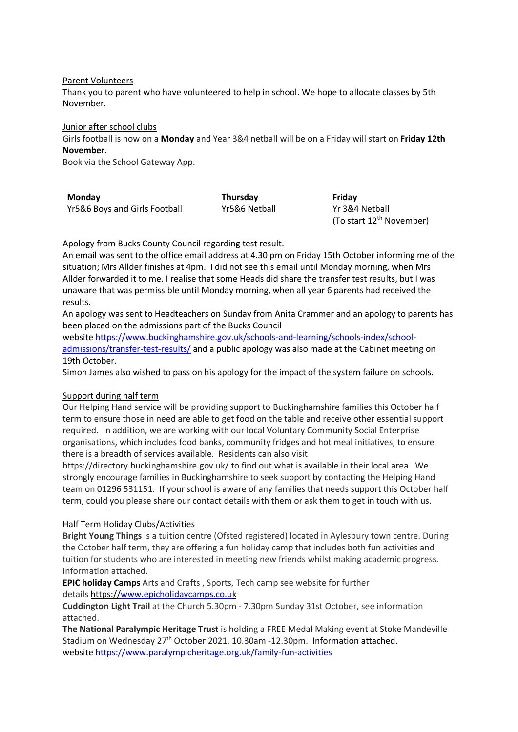## Parent Volunteers

Thank you to parent who have volunteered to help in school. We hope to allocate classes by 5th November.

## Junior after school clubs

Girls football is now on a **Monday** and Year 3&4 netball will be on a Friday will start on **Friday 12th November.**

Book via the School Gateway App.

| Monday | Thursday | Friday |
|---|---|---|
| Yr5&6 Boys and Girls Football | Yr5&6 Netball | Yr 3&4 Netball (To start 12th November) |

## Apology from Bucks County Council regarding test result.

An email was sent to the office email address at 4.30 pm on Friday 15th October informing me of the situation; Mrs Allder finishes at 4pm. I did not see this email until Monday morning, when Mrs Allder forwarded it to me. I realise that some Heads did share the transfer test results, but I was unaware that was permissible until Monday morning, when all year 6 parents had received the results.

An apology was sent to Headteachers on Sunday from Anita Crammer and an apology to parents has been placed on the admissions part of the Bucks Council website https://www.buckinghamshire.gov.uk/schools-and-learning/schools-index/school-admissions/transfer-test-results/ and a public apology was also made at the Cabinet meeting on 19th October.

Simon James also wished to pass on his apology for the impact of the system failure on schools.

## Support during half term

Our Helping Hand service will be providing support to Buckinghamshire families this October half term to ensure those in need are able to get food on the table and receive other essential support required. In addition, we are working with our local Voluntary Community Social Enterprise organisations, which includes food banks, community fridges and hot meal initiatives, to ensure there is a breadth of services available. Residents can also visit https://directory.buckinghamshire.gov.uk/ to find out what is available in their local area. We strongly encourage families in Buckinghamshire to seek support by contacting the Helping Hand team on 01296 531151. If your school is aware of any families that needs support this October half term, could you please share our contact details with them or ask them to get in touch with us.

## Half Term Holiday Clubs/Activities

**Bright Young Things** is a tuition centre (Ofsted registered) located in Aylesbury town centre. During the October half term, they are offering a fun holiday camp that includes both fun activities and tuition for students who are interested in meeting new friends whilst making academic progress. Information attached.

**EPIC holiday Camps** Arts and Crafts , Sports, Tech camp see website for further details https://www.epicholidaycamps.co.uk

**Cuddington Light Trail** at the Church 5.30pm - 7.30pm Sunday 31st October, see information attached.

**The National Paralympic Heritage Trust** is holding a FREE Medal Making event at Stoke Mandeville Stadium on Wednesday 27th October 2021, 10.30am -12.30pm. Information attached.
website https://www.paralympicheritage.org.uk/family-fun-activities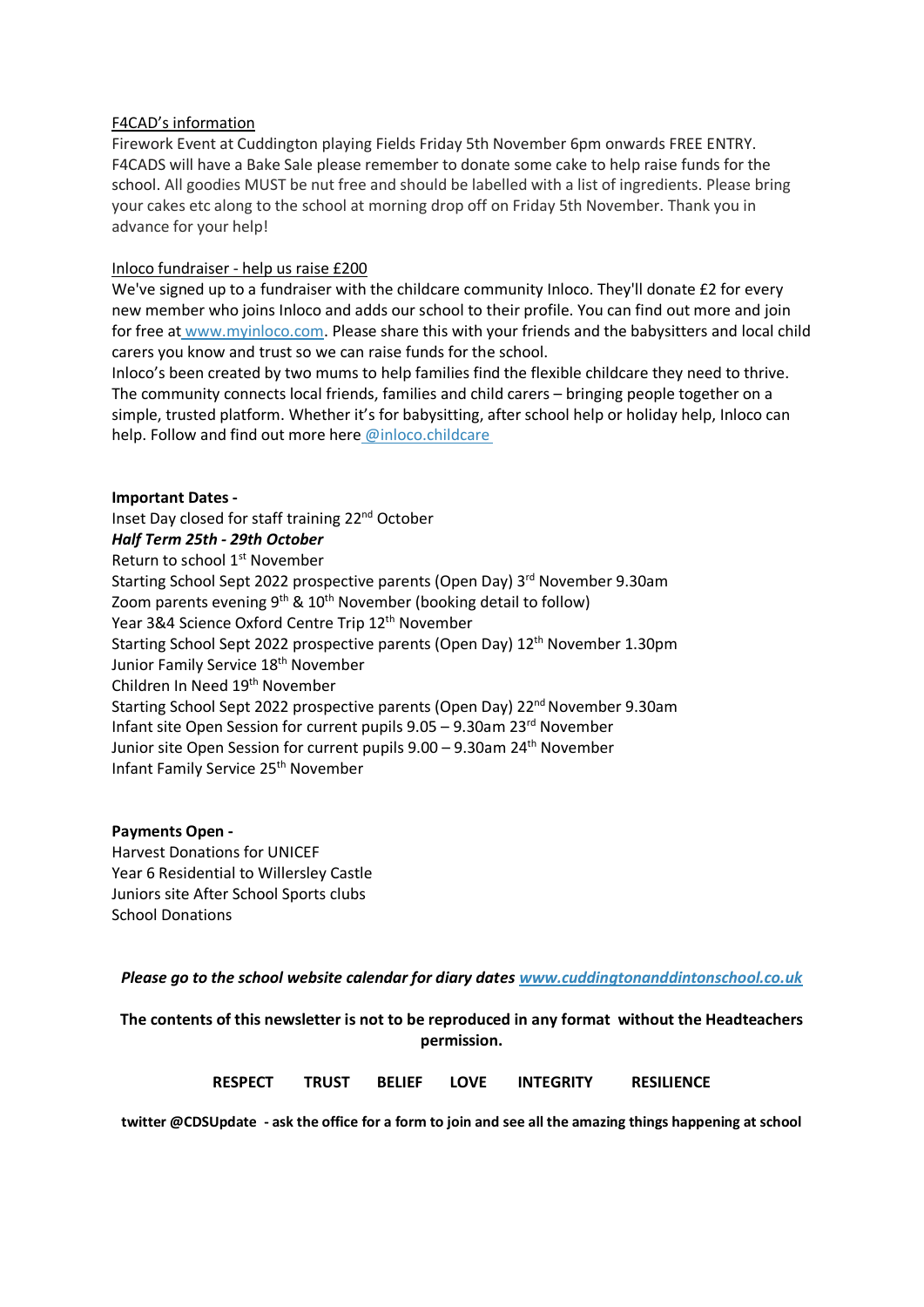F4CAD's information

Firework Event at Cuddington playing Fields Friday 5th November 6pm onwards FREE ENTRY. F4CADS will have a Bake Sale please remember to donate some cake to help raise funds for the school. All goodies MUST be nut free and should be labelled with a list of ingredients. Please bring your cakes etc along to the school at morning drop off on Friday 5th November. Thank you in advance for your help!

Inloco fundraiser - help us raise £200

We've signed up to a fundraiser with the childcare community Inloco. They'll donate £2 for every new member who joins Inloco and adds our school to their profile. You can find out more and join for free at www.myinloco.com. Please share this with your friends and the babysitters and local child carers you know and trust so we can raise funds for the school.

Inloco's been created by two mums to help families find the flexible childcare they need to thrive. The community connects local friends, families and child carers – bringing people together on a simple, trusted platform. Whether it's for babysitting, after school help or holiday help, Inloco can help. Follow and find out more here @inloco.childcare

**Important Dates -**

Inset Day closed for staff training 22nd October
***Half Term 25th - 29th October***
Return to school 1st November
Starting School Sept 2022 prospective parents (Open Day) 3rd November 9.30am
Zoom parents evening 9th & 10th November (booking detail to follow)
Year 3&4 Science Oxford Centre Trip 12th November
Starting School Sept 2022 prospective parents (Open Day) 12th November 1.30pm
Junior Family Service 18th November
Children In Need 19th November
Starting School Sept 2022 prospective parents (Open Day) 22nd November 9.30am
Infant site Open Session for current pupils 9.05 – 9.30am 23rd November
Junior site Open Session for current pupils 9.00 – 9.30am 24th November
Infant Family Service 25th November

**Payments Open -**

Harvest Donations for UNICEF
Year 6 Residential to Willersley Castle
Juniors site After School Sports clubs
School Donations

***Please go to the school website calendar for diary dates www.cuddingtonanddintonschool.co.uk***

**The contents of this newsletter is not to be reproduced in any format without the Headteachers permission.**

**RESPECT TRUST BELIEF LOVE INTEGRITY RESILIENCE**

**twitter @CDSUpdate - ask the office for a form to join and see all the amazing things happening at school**